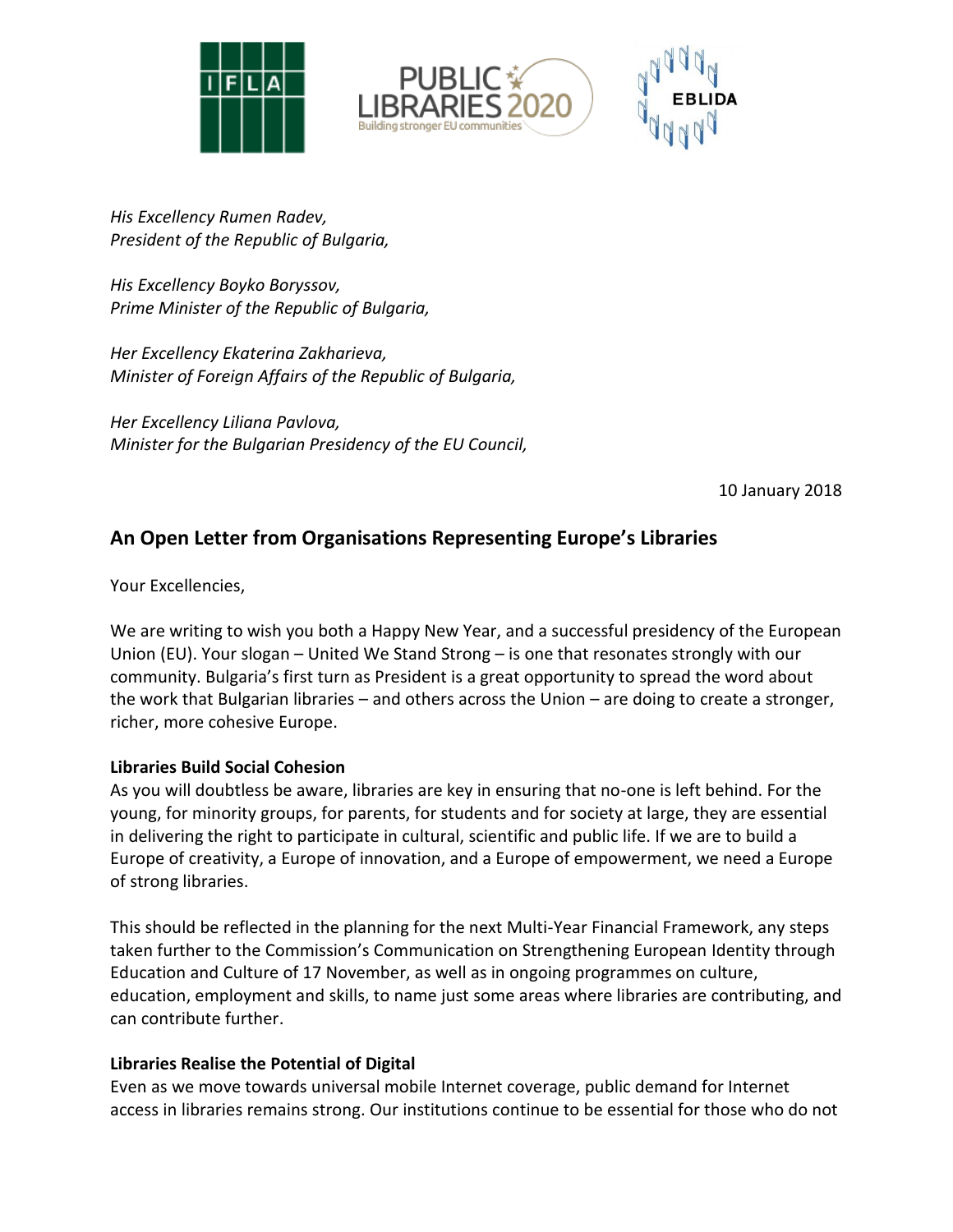*His Excellency Rumen Radev,*
*President of the Republic of Bulgaria,*

*His Excellency Boyko Boryssov,*
*Prime Minister of the Republic of Bulgaria,*

*Her Excellency Ekaterina Zakharieva,*
*Minister of Foreign Affairs of the Republic of Bulgaria,*

*Her Excellency Liliana Pavlova,*
*Minister for the Bulgarian Presidency of the EU Council,*

10 January 2018

## An Open Letter from Organisations Representing Europe's Libraries

Your Excellencies,

We are writing to wish you both a Happy New Year, and a successful presidency of the European Union (EU). Your slogan – United We Stand Strong – is one that resonates strongly with our community. Bulgaria's first turn as President is a great opportunity to spread the word about the work that Bulgarian libraries – and others across the Union – are doing to create a stronger, richer, more cohesive Europe.

**Libraries Build Social Cohesion**

As you will doubtless be aware, libraries are key in ensuring that no-one is left behind. For the young, for minority groups, for parents, for students and for society at large, they are essential in delivering the right to participate in cultural, scientific and public life. If we are to build a Europe of creativity, a Europe of innovation, and a Europe of empowerment, we need a Europe of strong libraries.

This should be reflected in the planning for the next Multi-Year Financial Framework, any steps taken further to the Commission's Communication on Strengthening European Identity through Education and Culture of 17 November, as well as in ongoing programmes on culture, education, employment and skills, to name just some areas where libraries are contributing, and can contribute further.

**Libraries Realise the Potential of Digital**

Even as we move towards universal mobile Internet coverage, public demand for Internet access in libraries remains strong. Our institutions continue to be essential for those who do not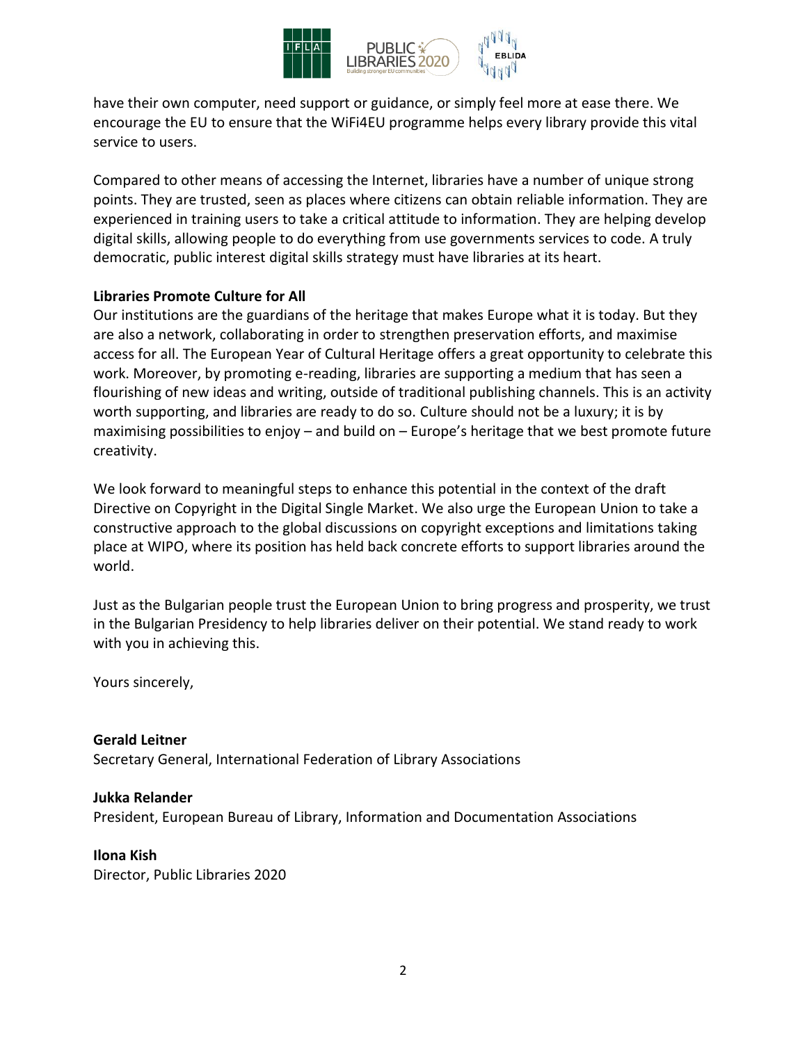have their own computer, need support or guidance, or simply feel more at ease there. We encourage the EU to ensure that the WiFi4EU programme helps every library provide this vital service to users.

Compared to other means of accessing the Internet, libraries have a number of unique strong points. They are trusted, seen as places where citizens can obtain reliable information. They are experienced in training users to take a critical attitude to information. They are helping develop digital skills, allowing people to do everything from use governments services to code. A truly democratic, public interest digital skills strategy must have libraries at its heart.

**Libraries Promote Culture for All**

Our institutions are the guardians of the heritage that makes Europe what it is today. But they are also a network, collaborating in order to strengthen preservation efforts, and maximise access for all. The European Year of Cultural Heritage offers a great opportunity to celebrate this work. Moreover, by promoting e-reading, libraries are supporting a medium that has seen a flourishing of new ideas and writing, outside of traditional publishing channels. This is an activity worth supporting, and libraries are ready to do so. Culture should not be a luxury; it is by maximising possibilities to enjoy – and build on – Europe's heritage that we best promote future creativity.

We look forward to meaningful steps to enhance this potential in the context of the draft Directive on Copyright in the Digital Single Market. We also urge the European Union to take a constructive approach to the global discussions on copyright exceptions and limitations taking place at WIPO, where its position has held back concrete efforts to support libraries around the world.

Just as the Bulgarian people trust the European Union to bring progress and prosperity, we trust in the Bulgarian Presidency to help libraries deliver on their potential. We stand ready to work with you in achieving this.

Yours sincerely,

**Gerald Leitner**
Secretary General, International Federation of Library Associations

**Jukka Relander**
President, European Bureau of Library, Information and Documentation Associations

**Ilona Kish**
Director, Public Libraries 2020